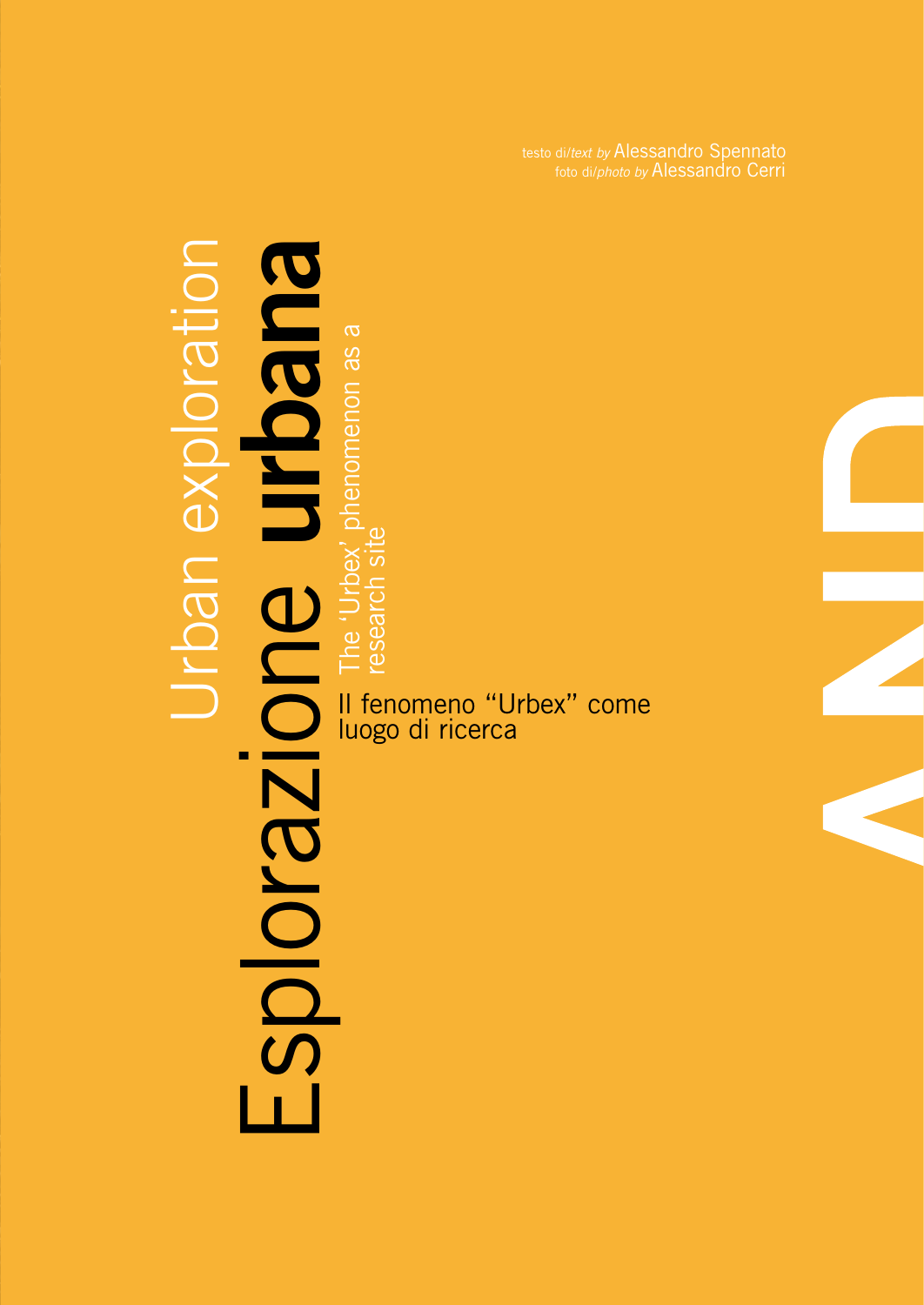testo di/*text by* Alessandro Spennato
foto di/*photo by* Alessandro Cerri

# Esplorazione **urbana**

# Urban exploration

## Il fenomeno "Urbex" come luogo di ricerca

## The 'Urbex' phenomenon as a research site

AND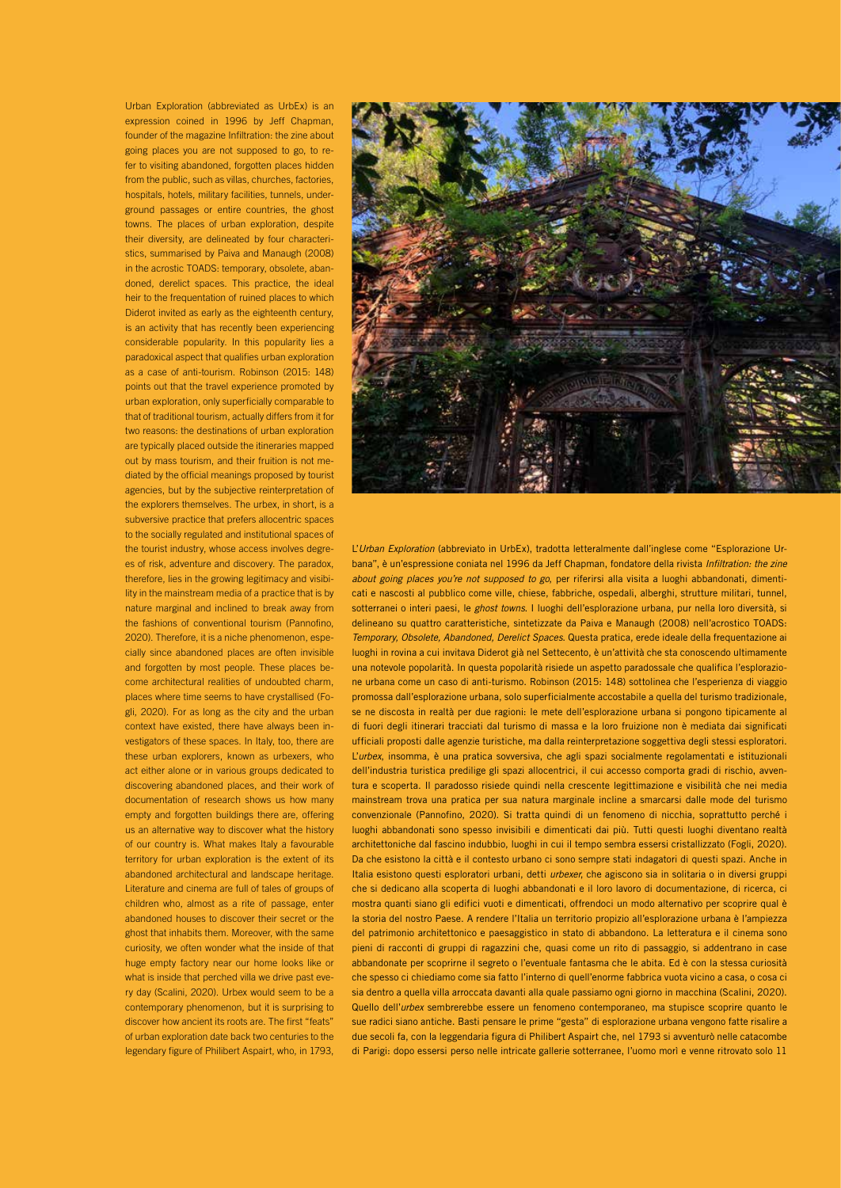Urban Exploration (abbreviated as UrbEx) is an expression coined in 1996 by Jeff Chapman, founder of the magazine Infiltration: the zine about going places you are not supposed to go, to refer to visiting abandoned, forgotten places hidden from the public, such as villas, churches, factories, hospitals, hotels, military facilities, tunnels, underground passages or entire countries, the ghost towns. The places of urban exploration, despite their diversity, are delineated by four characteristics, summarised by Paiva and Manaugh (2008) in the acrostic TOADS: temporary, obsolete, abandoned, derelict spaces. This practice, the ideal heir to the frequentation of ruined places to which Diderot invited as early as the eighteenth century, is an activity that has recently been experiencing considerable popularity. In this popularity lies a paradoxical aspect that qualifies urban exploration as a case of anti-tourism. Robinson (2015: 148) points out that the travel experience promoted by urban exploration, only superficially comparable to that of traditional tourism, actually differs from it for two reasons: the destinations of urban exploration are typically placed outside the itineraries mapped out by mass tourism, and their fruition is not mediated by the official meanings proposed by tourist agencies, but by the subjective reinterpretation of the explorers themselves. The urbex, in short, is a subversive practice that prefers allocentric spaces to the socially regulated and institutional spaces of the tourist industry, whose access involves degrees of risk, adventure and discovery. The paradox, therefore, lies in the growing legitimacy and visibility in the mainstream media of a practice that is by nature marginal and inclined to break away from the fashions of conventional tourism (Pannofino, 2020). Therefore, it is a niche phenomenon, especially since abandoned places are often invisible and forgotten by most people. These places become architectural realities of undoubted charm, places where time seems to have crystallised (Fogli, 2020). For as long as the city and the urban context have existed, there have always been investigators of these spaces. In Italy, too, there are these urban explorers, known as urbexers, who act either alone or in various groups dedicated to discovering abandoned places, and their work of documentation of research shows us how many empty and forgotten buildings there are, offering us an alternative way to discover what the history of our country is. What makes Italy a favourable territory for urban exploration is the extent of its abandoned architectural and landscape heritage. Literature and cinema are full of tales of groups of children who, almost as a rite of passage, enter abandoned houses to discover their secret or the ghost that inhabits them. Moreover, with the same curiosity, we often wonder what the inside of that huge empty factory near our home looks like or what is inside that perched villa we drive past every day (Scalini, 2020). Urbex would seem to be a contemporary phenomenon, but it is surprising to discover how ancient its roots are. The first "feats" of urban exploration date back two centuries to the legendary figure of Philibert Aspairt, who, in 1793,

L'*Urban Exploration* (abbreviato in UrbEx), tradotta letteralmente dall'inglese come "Esplorazione Urbana", è un'espressione coniata nel 1996 da Jeff Chapman, fondatore della rivista *Infiltration: the zine about going places you're not supposed to go*, per riferirsi alla visita a luoghi abbandonati, dimenticati e nascosti al pubblico come ville, chiese, fabbriche, ospedali, alberghi, strutture militari, tunnel, sotterranei o interi paesi, le *ghost towns*. I luoghi dell'esplorazione urbana, pur nella loro diversità, si delineano su quattro caratteristiche, sintetizzate da Paiva e Manaugh (2008) nell'acrostico TOADS: *Temporary, Obsolete, Abandoned, Derelict Spaces*. Questa pratica, erede ideale della frequentazione ai luoghi in rovina a cui invitava Diderot già nel Settecento, è un'attività che sta conoscendo ultimamente una notevole popolarità. In questa popolarità risiede un aspetto paradossale che qualifica l'esplorazione urbana come un caso di anti-turismo. Robinson (2015: 148) sottolinea che l'esperienza di viaggio promossa dall'esplorazione urbana, solo superficialmente accostabile a quella del turismo tradizionale, se ne discosta in realtà per due ragioni: le mete dell'esplorazione urbana si pongono tipicamente al di fuori degli itinerari tracciati dal turismo di massa e la loro fruizione non è mediata dai significati ufficiali proposti dalle agenzie turistiche, ma dalla reinterpretazione soggettiva degli stessi esploratori. L'*urbex*, insomma, è una pratica sovversiva, che agli spazi socialmente regolamentati e istituzionali dell'industria turistica predilige gli spazi allocentrici, il cui accesso comporta gradi di rischio, avventura e scoperta. Il paradosso risiede quindi nella crescente legittimazione e visibilità che nei media mainstream trova una pratica per sua natura marginale incline a smarcarsi dalle mode del turismo convenzionale (Pannofino, 2020). Si tratta quindi di un fenomeno di nicchia, soprattutto perché i luoghi abbandonati sono spesso invisibili e dimenticati dai più. Tutti questi luoghi diventano realtà architettoniche dal fascino indubbio, luoghi in cui il tempo sembra essersi cristallizzato (Fogli, 2020). Da che esistono la città e il contesto urbano ci sono sempre stati indagatori di questi spazi. Anche in Italia esistono questi esploratori urbani, detti *urbexer*, che agiscono sia in solitaria o in diversi gruppi che si dedicano alla scoperta di luoghi abbandonati e il loro lavoro di documentazione, di ricerca, ci mostra quanti siano gli edifici vuoti e dimenticati, offrendoci un modo alternativo per scoprire qual è la storia del nostro Paese. A rendere l'Italia un territorio propizio all'esplorazione urbana è l'ampiezza del patrimonio architettonico e paesaggistico in stato di abbandono. La letteratura e il cinema sono pieni di racconti di gruppi di ragazzini che, quasi come un rito di passaggio, si addentrano in case abbandonate per scoprirne il segreto o l'eventuale fantasma che le abita. Ed è con la stessa curiosità che spesso ci chiediamo come sia fatto l'interno di quell'enorme fabbrica vuota vicino a casa, o cosa ci sia dentro a quella villa arroccata davanti alla quale passiamo ogni giorno in macchina (Scalini, 2020). Quello dell'*urbex* sembrerebbe essere un fenomeno contemporaneo, ma stupisce scoprire quanto le sue radici siano antiche. Basti pensare le prime "gesta" di esplorazione urbana vengono fatte risalire a due secoli fa, con la leggendaria figura di Philibert Aspairt che, nel 1793 si avventurò nelle catacombe di Parigi: dopo essersi perso nelle intricate gallerie sotterranee, l'uomo morì e venne ritrovato solo 11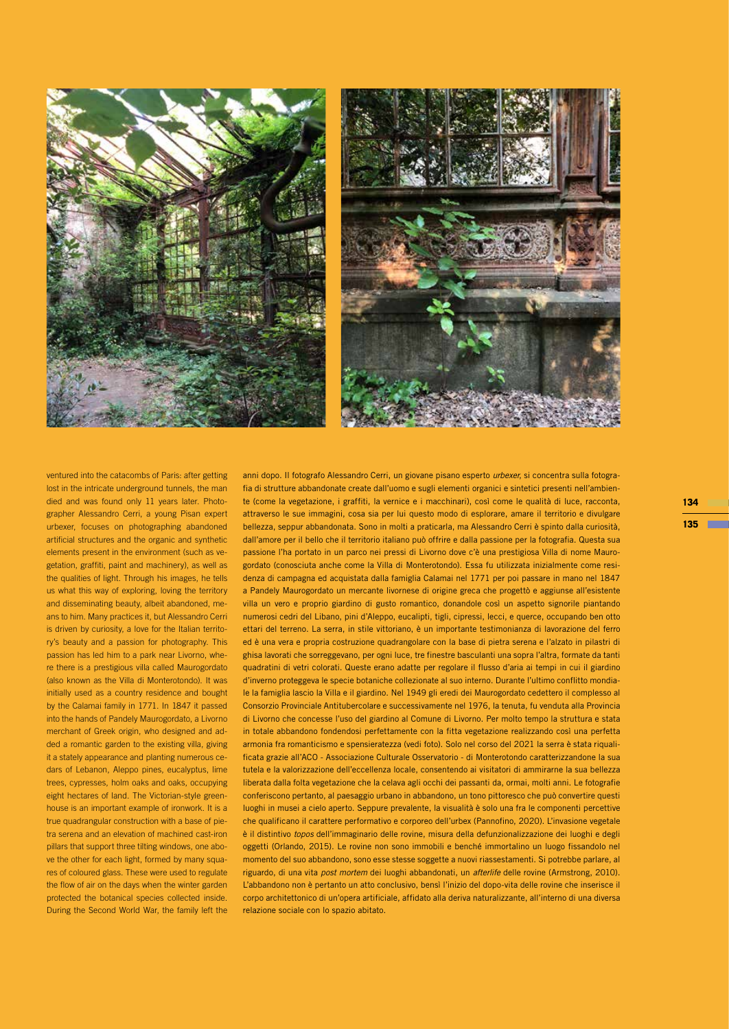ventured into the catacombs of Paris: after getting lost in the intricate underground tunnels, the man died and was found only 11 years later. Photographer Alessandro Cerri, a young Pisan expert urbexer, focuses on photographing abandoned artificial structures and the organic and synthetic elements present in the environment (such as vegetation, graffiti, paint and machinery), as well as the qualities of light. Through his images, he tells us what this way of exploring, loving the territory and disseminating beauty, albeit abandoned, means to him. Many practices it, but Alessandro Cerri is driven by curiosity, a love for the Italian territory's beauty and a passion for photography. This passion has led him to a park near Livorno, where there is a prestigious villa called Maurogordato (also known as the Villa di Monterotondo). It was initially used as a country residence and bought by the Calamai family in 1771. In 1847 it passed into the hands of Pandely Maurogordato, a Livorno merchant of Greek origin, who designed and added a romantic garden to the existing villa, giving it a stately appearance and planting numerous cedars of Lebanon, Aleppo pines, eucalyptus, lime trees, cypresses, holm oaks and oaks, occupying eight hectares of land. The Victorian-style greenhouse is an important example of ironwork. It is a true quadrangular construction with a base of pietra serena and an elevation of machined cast-iron pillars that support three tilting windows, one above the other for each light, formed by many squares of coloured glass. These were used to regulate the flow of air on the days when the winter garden protected the botanical species collected inside. During the Second World War, the family left the

anni dopo. Il fotografo Alessandro Cerri, un giovane pisano esperto *urbexer*, si concentra sulla fotografia di strutture abbandonate create dall'uomo e sugli elementi organici e sintetici presenti nell'ambiente (come la vegetazione, i graffiti, la vernice e i macchinari), così come le qualità di luce, racconta, attraverso le sue immagini, cosa sia per lui questo modo di esplorare, amare il territorio e divulgare bellezza, seppur abbandonata. Sono in molti a praticarla, ma Alessandro Cerri è spinto dalla curiosità, dall'amore per il bello che il territorio italiano può offrire e dalla passione per la fotografia. Questa sua passione l'ha portato in un parco nei pressi di Livorno dove c'è una prestigiosa Villa di nome Maurogordato (conosciuta anche come la Villa di Monterotondo). Essa fu utilizzata inizialmente come residenza di campagna ed acquistata dalla famiglia Calamai nel 1771 per poi passare in mano nel 1847 a Pandely Maurogordato un mercante livornese di origine greca che progettò e aggiunse all'esistente villa un vero e proprio giardino di gusto romantico, donandole così un aspetto signorile piantando numerosi cedri del Libano, pini d'Aleppo, eucalipti, tigli, cipressi, lecci, e querce, occupando ben otto ettari del terreno. La serra, in stile vittoriano, è un importante testimonianza di lavorazione del ferro ed è una vera e propria costruzione quadrangolare con la base di pietra serena e l'alzato in pilastri di ghisa lavorati che sorreggevano, per ogni luce, tre finestre basculanti una sopra l'altra, formate da tanti quadratini di vetri colorati. Queste erano adatte per regolare il flusso d'aria ai tempi in cui il giardino d'inverno proteggeva le specie botaniche collezionate al suo interno. Durante l'ultimo conflitto mondiale la famiglia lascio la Villa e il giardino. Nel 1949 gli eredi dei Maurogordato cedettero il complesso al Consorzio Provinciale Antitubercolare e successivamente nel 1976, la tenuta, fu venduta alla Provincia di Livorno che concesse l'uso del giardino al Comune di Livorno. Per molto tempo la struttura e stata in totale abbandono fondendosi perfettamente con la fitta vegetazione realizzando così una perfetta armonia fra romanticismo e spensieratezza (vedi foto). Solo nel corso del 2021 la serra è stata riqualificata grazie all'ACO - Associazione Culturale Osservatorio - di Monterotondo caratterizzandone la sua tutela e la valorizzazione dell'eccellenza locale, consentendo ai visitatori di ammirarne la sua bellezza liberata dalla folta vegetazione che la celava agli occhi dei passanti da, ormai, molti anni. Le fotografie conferiscono pertanto, al paesaggio urbano in abbandono, un tono pittoresco che può convertire questi luoghi in musei a cielo aperto. Seppure prevalente, la visualità è solo una fra le componenti percettive che qualificano il carattere performativo e corporeo dell'urbex (Pannofino, 2020). L'invasione vegetale è il distintivo *topos* dell'immaginario delle rovine, misura della defunzionalizzazione dei luoghi e degli oggetti (Orlando, 2015). Le rovine non sono immobili e benché immortalino un luogo fissandolo nel momento del suo abbandono, sono esse stesse soggette a nuovi riassestamenti. Si potrebbe parlare, al riguardo, di una vita *post mortem* dei luoghi abbandonati, un *afterlife* delle rovine (Armstrong, 2010). L'abbandono non è pertanto un atto conclusivo, bensì l'inizio del dopo-vita delle rovine che inserisce il corpo architettonico di un'opera artificiale, affidato alla deriva naturalizzante, all'interno di una diversa relazione sociale con lo spazio abitato.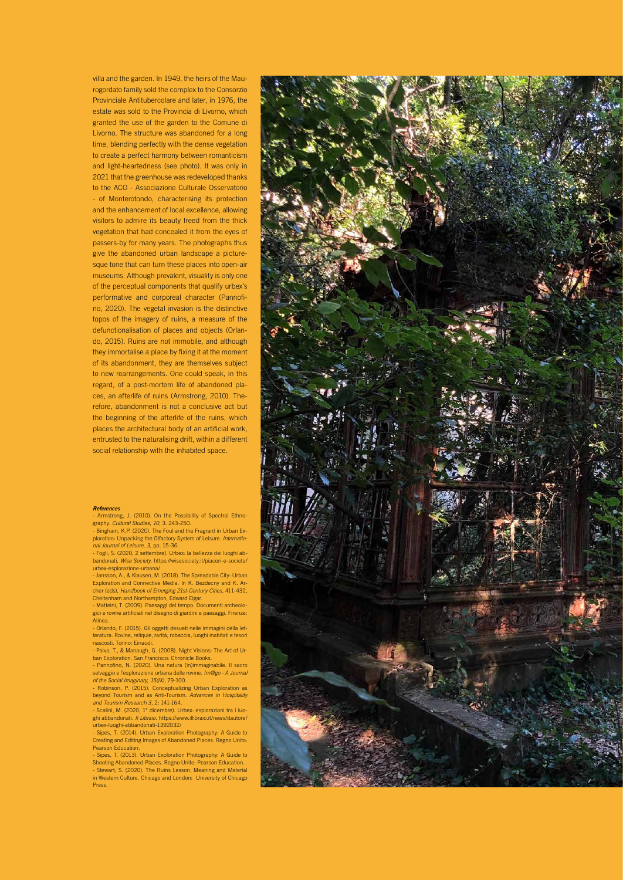villa and the garden. In 1949, the heirs of the Maurogordato family sold the complex to the Consorzio Provinciale Antitubercolare and later, in 1976, the estate was sold to the Provincia di Livorno, which granted the use of the garden to the Comune di Livorno. The structure was abandoned for a long time, blending perfectly with the dense vegetation to create a perfect harmony between romanticism and light-heartedness (see photo). It was only in 2021 that the greenhouse was redeveloped thanks to the ACO - Associazione Culturale Osservatorio - of Monterotondo, characterising its protection and the enhancement of local excellence, allowing visitors to admire its beauty freed from the thick vegetation that had concealed it from the eyes of passers-by for many years. The photographs thus give the abandoned urban landscape a picturesque tone that can turn these places into open-air museums. Although prevalent, visuality is only one of the perceptual components that qualify urbex's performative and corporeal character (Pannofino, 2020). The vegetal invasion is the distinctive topos of the imagery of ruins, a measure of the defunctionalisation of places and objects (Orlando, 2015). Ruins are not immobile, and although they immortalise a place by fixing it at the moment of its abandonment, they are themselves subject to new rearrangements. One could speak, in this regard, of a post-mortem life of abandoned places, an afterlife of ruins (Armstrong, 2010). Therefore, abandonment is not a conclusive act but the beginning of the afterlife of the ruins, which places the architectural body of an artificial work, entrusted to the naturalising drift, within a different social relationship with the inhabited space.

***References***

- Armstrong, J. (2010). On the Possibility of Spectral Ethnography. *Cultural Studies, 10*, 3: 243-250.
- Bingham, K.P. (2020). The Foul and the Fragrant in Urban Exploration: Unpacking the Olfactory System of Leisure. *International Journal of Leisure, 3*, pp. 15-36.
- Fogli, S. (2020, 2 settembre). Urbex: la bellezza dei luoghi abbandonati. *Wise Society*. https://wisesociety.it/piaceri-e-societa/urbex-esplorazione-urbana/
- Jansson, A., & Klausen, M. (2018). The Spreadable City: Urban Exploration and Connective Media. In K. Bezdecny and K. Archer (eds), *Handbook of Emerging 21st-Century Cities*, 411-432, Cheltenham and Northampton, Edward Elgar.
- Matteini, T. (2009). Paesaggi del tempo. Documenti archeologici e rovine artificiali nel disegno di giardini e paesaggi. Firenze: Alinea.
- Orlando, F. (2015). Gli oggetti desueti nelle immagini della letteratura. Rovine, reliquie, rarità, robaccia, luoghi inabitati e tesori nascosti. Torino: Einaudi.
- Paiva, T., & Manaugh, G. (2008). Night Visions: The Art of Urban Exploration. San Francisco: Chronicle Books.
- Pannofino, N. (2020). Una natura (in)immaginabile. Il sacro selvaggio e l'esplorazione urbana delle rovine. *Im@go - A Journal of the Social Imaginary, 15(IX)*, 79-100.
- Robinson, P. (2015). Conceptualizing Urban Exploration as beyond Tourism and as Anti-Tourism. *Advances in Hospitality and Tourism Research 3*, 2: 141-164.
- Scalini, M. (2020, 1° dicembre). Urbex: esplorazioni tra i luoghi abbandonati. *Il Libraio*. https://www.illibraio.it/news/dautore/urbex-luoghi-abbandonati-1392032/
- Sipes, T. (2014). Urban Exploration Photography: A Guide to Creating and Editing Images of Abandoned Places. Regno Unito: Pearson Education.
- Sipes, T. (2013). Urban Exploration Photography: A Guide to Shooting Abandoned Places. Regno Unito: Pearson Education.
- Stewart, S. (2020). The Ruins Lesson. Meaning and Material in Western Culture. Chicago and London: University of Chicago Press.